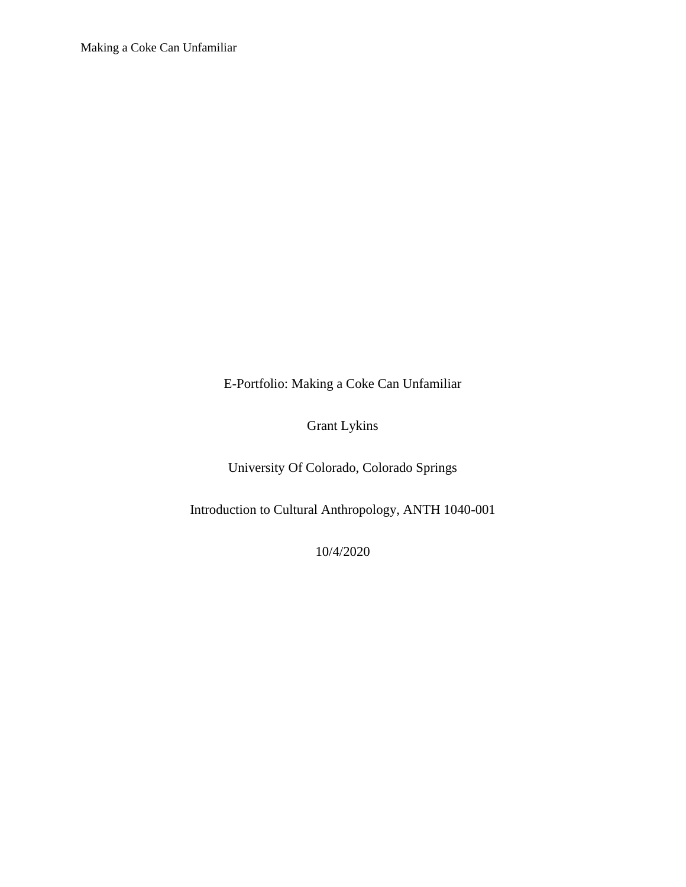# E-Portfolio: Making a Coke Can Unfamiliar

Grant Lykins

University Of Colorado, Colorado Springs

Introduction to Cultural Anthropology, ANTH 1040-001

10/4/2020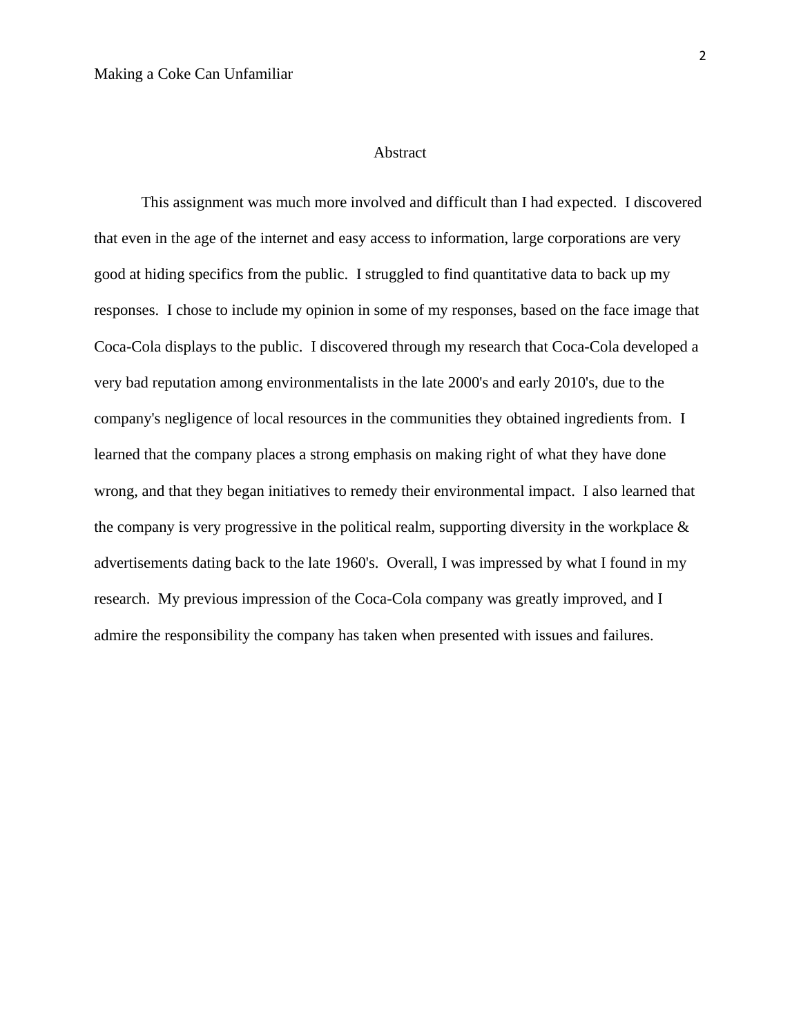# Abstract

This assignment was much more involved and difficult than I had expected. I discovered that even in the age of the internet and easy access to information, large corporations are very good at hiding specifics from the public. I struggled to find quantitative data to back up my responses. I chose to include my opinion in some of my responses, based on the face image that Coca-Cola displays to the public. I discovered through my research that Coca-Cola developed a very bad reputation among environmentalists in the late 2000's and early 2010's, due to the company's negligence of local resources in the communities they obtained ingredients from. I learned that the company places a strong emphasis on making right of what they have done wrong, and that they began initiatives to remedy their environmental impact. I also learned that the company is very progressive in the political realm, supporting diversity in the workplace & advertisements dating back to the late 1960's. Overall, I was impressed by what I found in my research. My previous impression of the Coca-Cola company was greatly improved, and I admire the responsibility the company has taken when presented with issues and failures.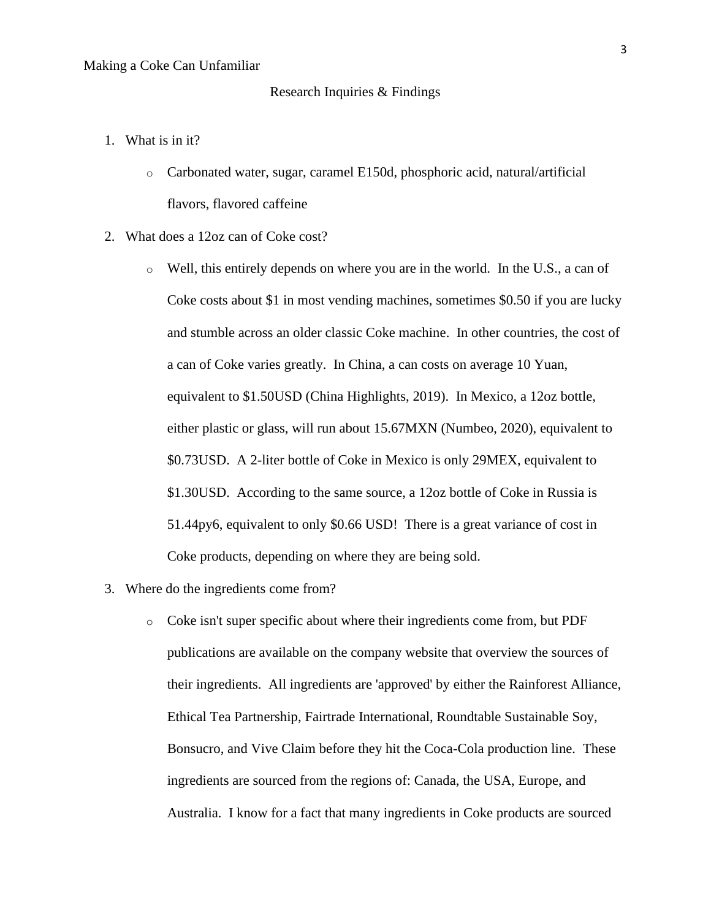## Research Inquiries & Findings

1. What is in it?
   - Carbonated water, sugar, caramel E150d, phosphoric acid, natural/artificial flavors, flavored caffeine
2. What does a 12oz can of Coke cost?
   - Well, this entirely depends on where you are in the world. In the U.S., a can of Coke costs about $1 in most vending machines, sometimes $0.50 if you are lucky and stumble across an older classic Coke machine. In other countries, the cost of a can of Coke varies greatly. In China, a can costs on average 10 Yuan, equivalent to $1.50USD (China Highlights, 2019). In Mexico, a 12oz bottle, either plastic or glass, will run about 15.67MXN (Numbeo, 2020), equivalent to $0.73USD. A 2-liter bottle of Coke in Mexico is only 29MEX, equivalent to $1.30USD. According to the same source, a 12oz bottle of Coke in Russia is 51.44py6, equivalent to only $0.66 USD! There is a great variance of cost in Coke products, depending on where they are being sold.
3. Where do the ingredients come from?
   - Coke isn't super specific about where their ingredients come from, but PDF publications are available on the company website that overview the sources of their ingredients. All ingredients are 'approved' by either the Rainforest Alliance, Ethical Tea Partnership, Fairtrade International, Roundtable Sustainable Soy, Bonsucro, and Vive Claim before they hit the Coca-Cola production line. These ingredients are sourced from the regions of: Canada, the USA, Europe, and Australia. I know for a fact that many ingredients in Coke products are sourced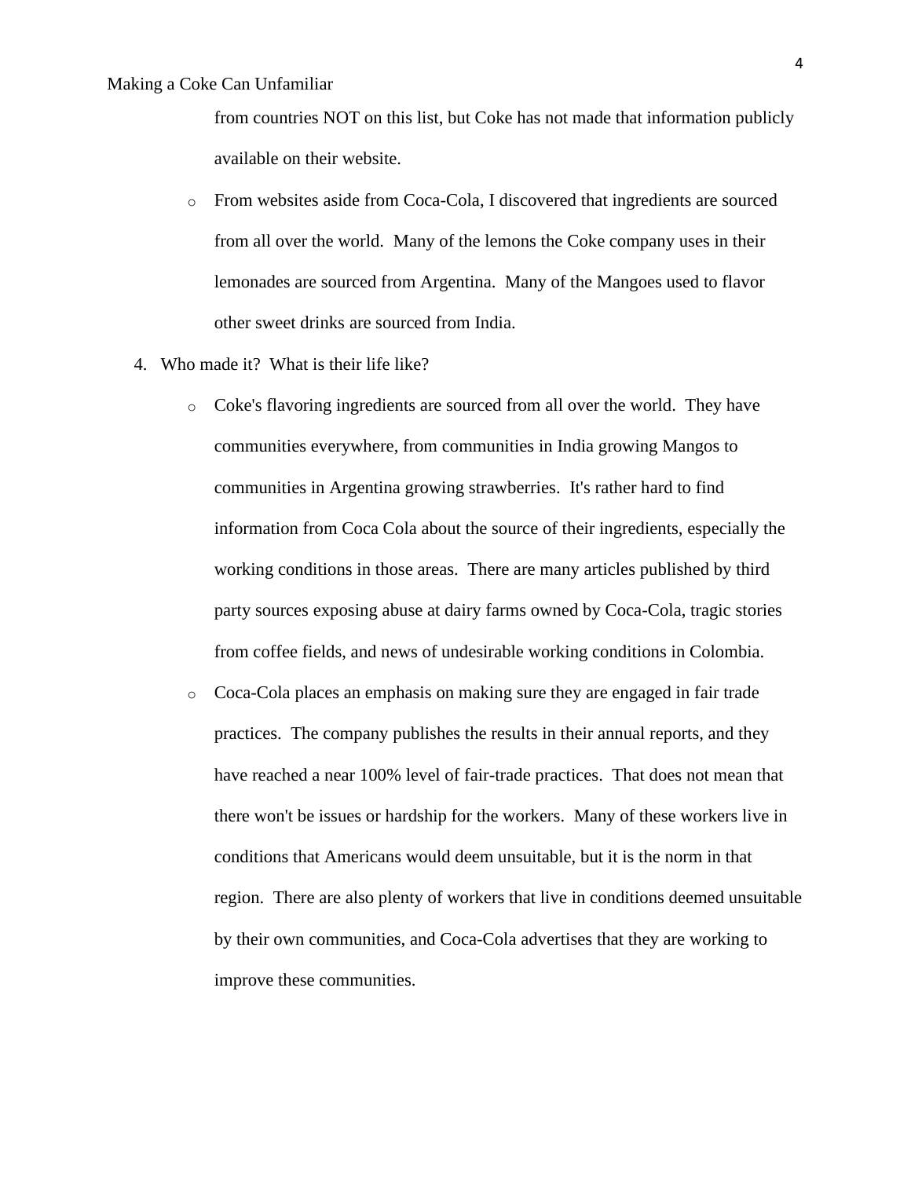from countries NOT on this list, but Coke has not made that information publicly available on their website.

- From websites aside from Coca-Cola, I discovered that ingredients are sourced from all over the world. Many of the lemons the Coke company uses in their lemonades are sourced from Argentina. Many of the Mangoes used to flavor other sweet drinks are sourced from India.

4. Who made it? What is their life like?

   - Coke's flavoring ingredients are sourced from all over the world. They have communities everywhere, from communities in India growing Mangos to communities in Argentina growing strawberries. It's rather hard to find information from Coca Cola about the source of their ingredients, especially the working conditions in those areas. There are many articles published by third party sources exposing abuse at dairy farms owned by Coca-Cola, tragic stories from coffee fields, and news of undesirable working conditions in Colombia.
   - Coca-Cola places an emphasis on making sure they are engaged in fair trade practices. The company publishes the results in their annual reports, and they have reached a near 100% level of fair-trade practices. That does not mean that there won't be issues or hardship for the workers. Many of these workers live in conditions that Americans would deem unsuitable, but it is the norm in that region. There are also plenty of workers that live in conditions deemed unsuitable by their own communities, and Coca-Cola advertises that they are working to improve these communities.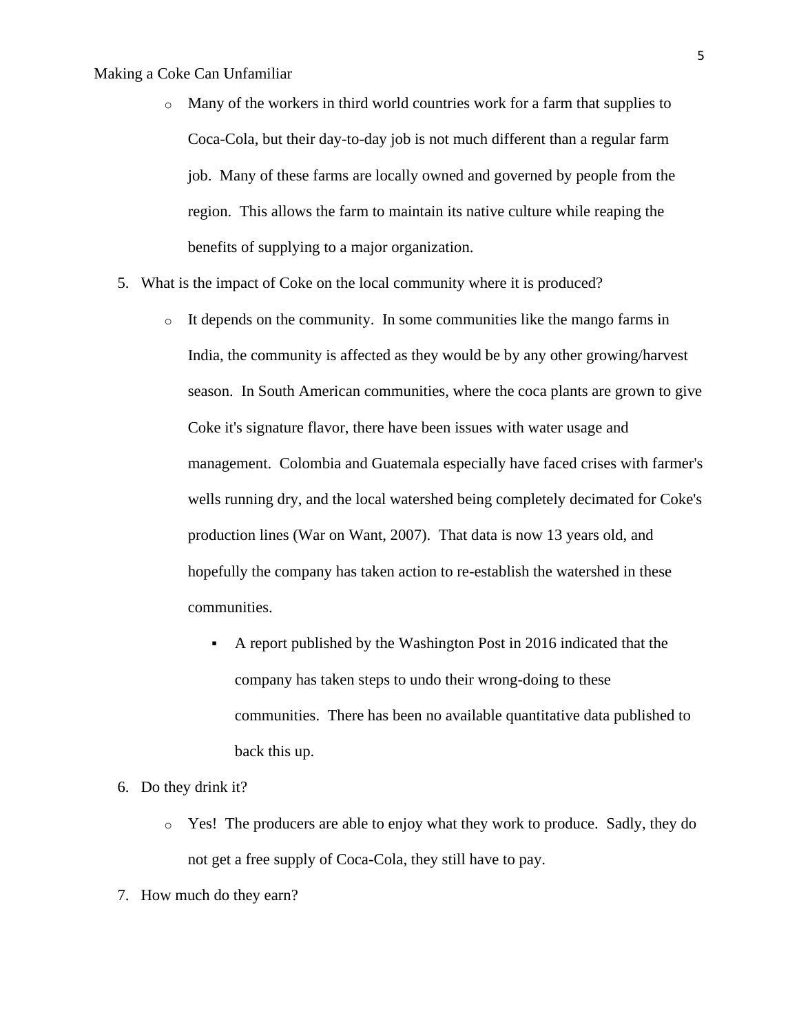- Many of the workers in third world countries work for a farm that supplies to Coca-Cola, but their day-to-day job is not much different than a regular farm job. Many of these farms are locally owned and governed by people from the region. This allows the farm to maintain its native culture while reaping the benefits of supplying to a major organization.

5. What is the impact of Coke on the local community where it is produced?
    - It depends on the community. In some communities like the mango farms in India, the community is affected as they would be by any other growing/harvest season. In South American communities, where the coca plants are grown to give Coke it's signature flavor, there have been issues with water usage and management. Colombia and Guatemala especially have faced crises with farmer's wells running dry, and the local watershed being completely decimated for Coke's production lines (War on Want, 2007). That data is now 13 years old, and hopefully the company has taken action to re-establish the watershed in these communities.
        - A report published by the Washington Post in 2016 indicated that the company has taken steps to undo their wrong-doing to these communities. There has been no available quantitative data published to back this up.
6. Do they drink it?
    - Yes! The producers are able to enjoy what they work to produce. Sadly, they do not get a free supply of Coca-Cola, they still have to pay.
7. How much do they earn?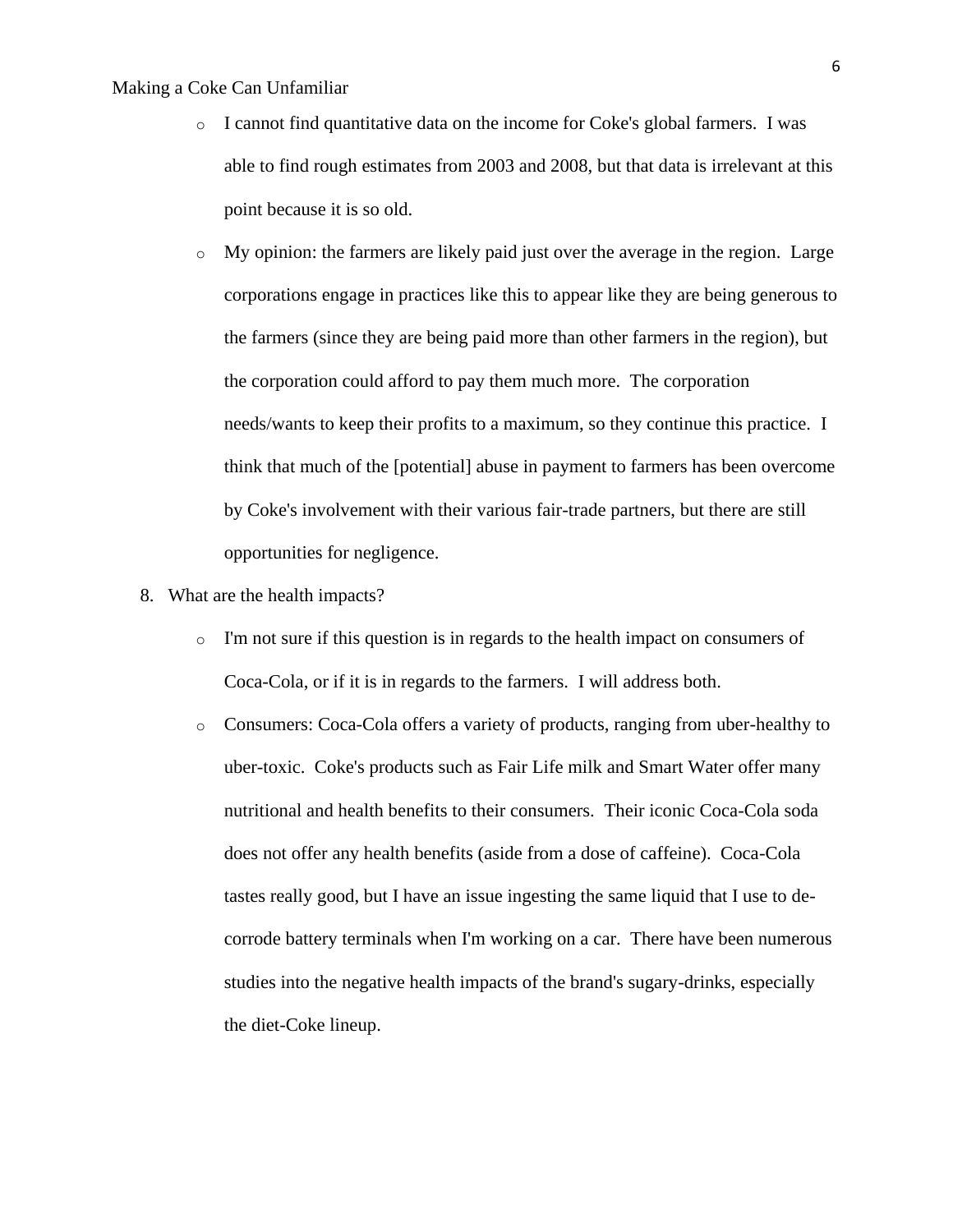- I cannot find quantitative data on the income for Coke's global farmers. I was able to find rough estimates from 2003 and 2008, but that data is irrelevant at this point because it is so old.
- My opinion: the farmers are likely paid just over the average in the region. Large corporations engage in practices like this to appear like they are being generous to the farmers (since they are being paid more than other farmers in the region), but the corporation could afford to pay them much more. The corporation needs/wants to keep their profits to a maximum, so they continue this practice. I think that much of the [potential] abuse in payment to farmers has been overcome by Coke's involvement with their various fair-trade partners, but there are still opportunities for negligence.

8. What are the health impacts?
    - I'm not sure if this question is in regards to the health impact on consumers of Coca-Cola, or if it is in regards to the farmers. I will address both.
    - Consumers: Coca-Cola offers a variety of products, ranging from uber-healthy to uber-toxic. Coke's products such as Fair Life milk and Smart Water offer many nutritional and health benefits to their consumers. Their iconic Coca-Cola soda does not offer any health benefits (aside from a dose of caffeine). Coca-Cola tastes really good, but I have an issue ingesting the same liquid that I use to de-corrode battery terminals when I'm working on a car. There have been numerous studies into the negative health impacts of the brand's sugary-drinks, especially the diet-Coke lineup.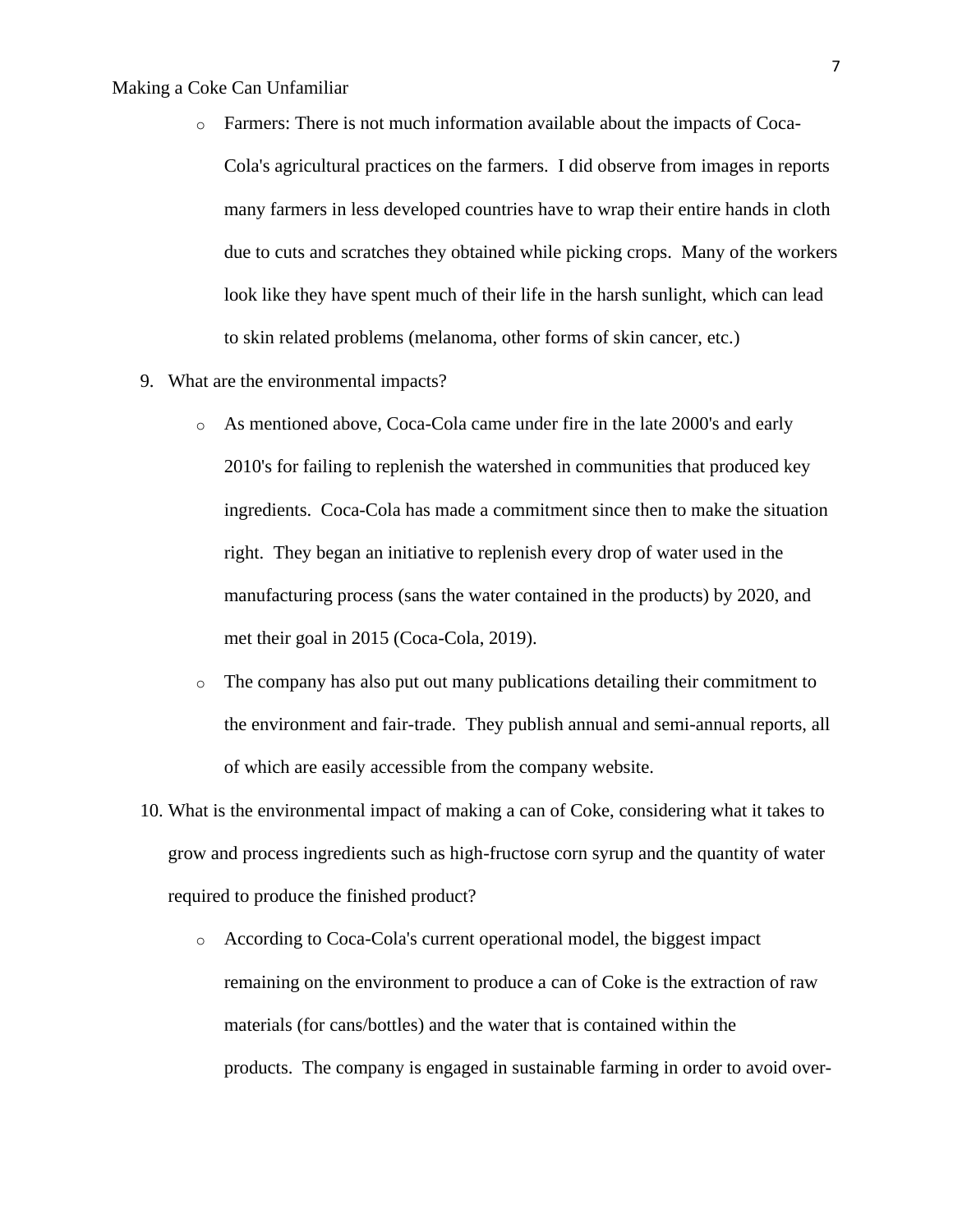- Farmers: There is not much information available about the impacts of Coca-Cola's agricultural practices on the farmers. I did observe from images in reports many farmers in less developed countries have to wrap their entire hands in cloth due to cuts and scratches they obtained while picking crops. Many of the workers look like they have spent much of their life in the harsh sunlight, which can lead to skin related problems (melanoma, other forms of skin cancer, etc.)

9. What are the environmental impacts?
    - As mentioned above, Coca-Cola came under fire in the late 2000's and early 2010's for failing to replenish the watershed in communities that produced key ingredients. Coca-Cola has made a commitment since then to make the situation right. They began an initiative to replenish every drop of water used in the manufacturing process (sans the water contained in the products) by 2020, and met their goal in 2015 (Coca-Cola, 2019).
    - The company has also put out many publications detailing their commitment to the environment and fair-trade. They publish annual and semi-annual reports, all of which are easily accessible from the company website.
10. What is the environmental impact of making a can of Coke, considering what it takes to grow and process ingredients such as high-fructose corn syrup and the quantity of water required to produce the finished product?
    - According to Coca-Cola's current operational model, the biggest impact remaining on the environment to produce a can of Coke is the extraction of raw materials (for cans/bottles) and the water that is contained within the products. The company is engaged in sustainable farming in order to avoid over-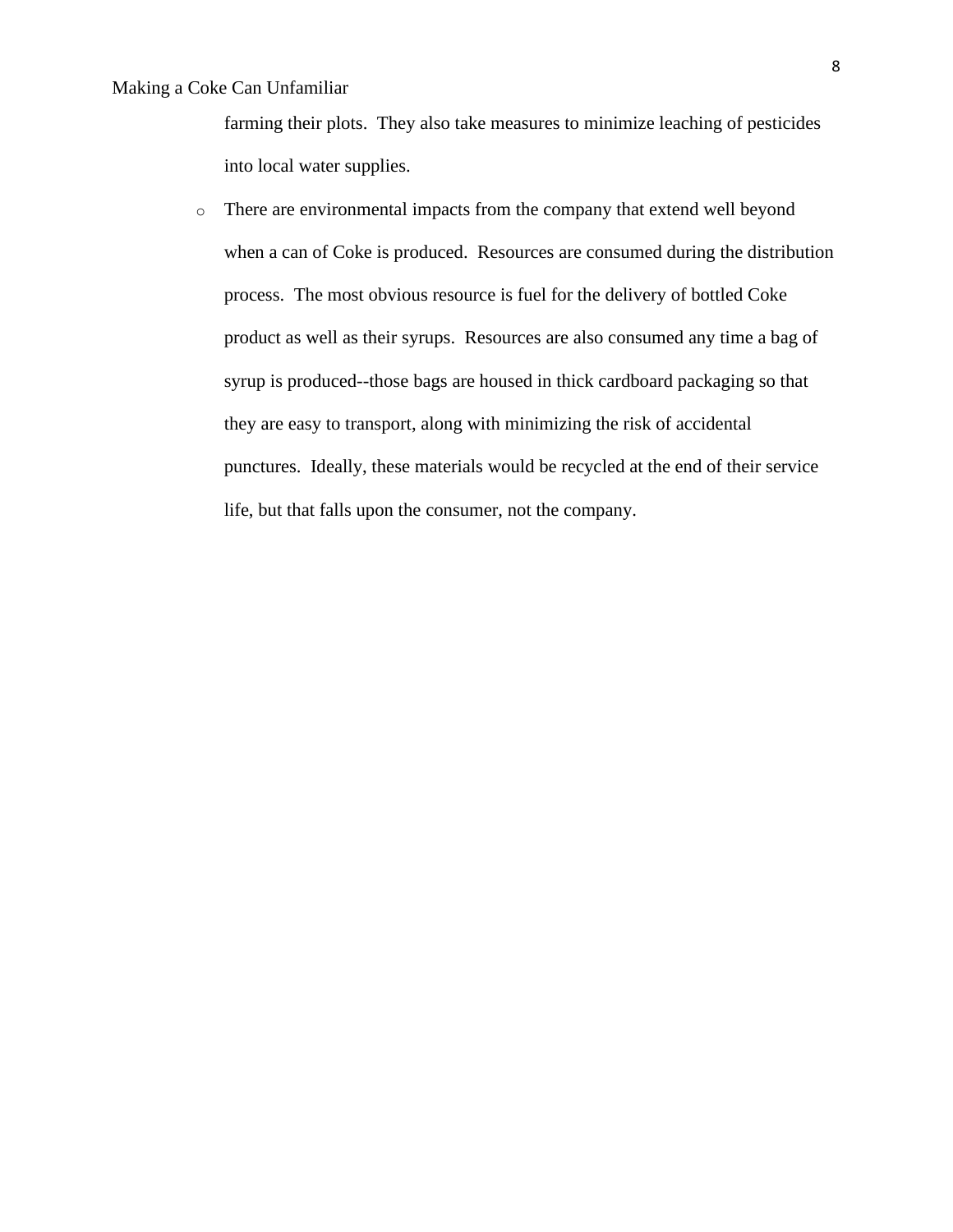farming their plots.  They also take measures to minimize leaching of pesticides into local water supplies.

- There are environmental impacts from the company that extend well beyond when a can of Coke is produced.  Resources are consumed during the distribution process.  The most obvious resource is fuel for the delivery of bottled Coke product as well as their syrups.  Resources are also consumed any time a bag of syrup is produced--those bags are housed in thick cardboard packaging so that they are easy to transport, along with minimizing the risk of accidental punctures.  Ideally, these materials would be recycled at the end of their service life, but that falls upon the consumer, not the company.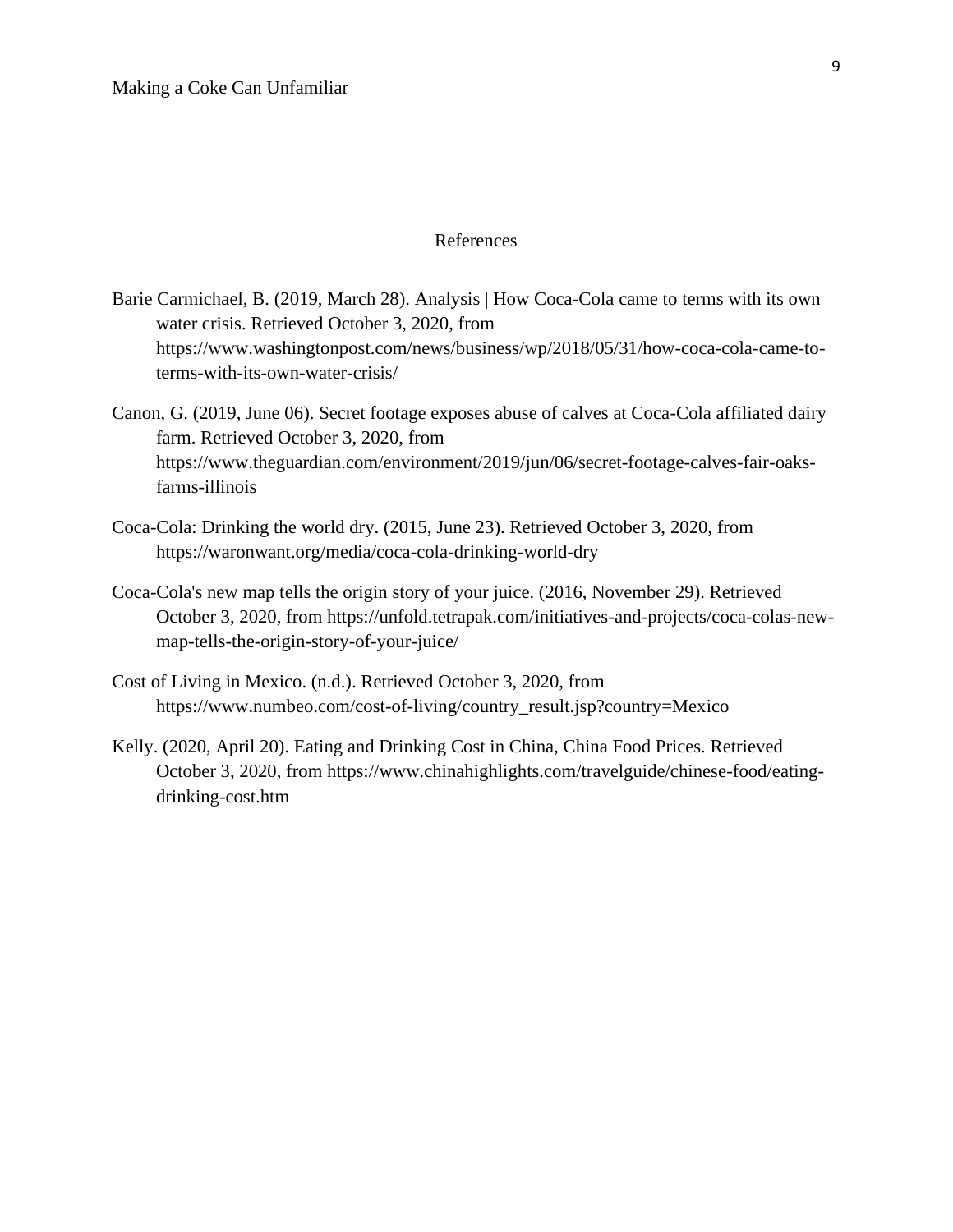# References

Barie Carmichael, B. (2019, March 28). Analysis | How Coca-Cola came to terms with its own water crisis. Retrieved October 3, 2020, from https://www.washingtonpost.com/news/business/wp/2018/05/31/how-coca-cola-came-to-terms-with-its-own-water-crisis/

Canon, G. (2019, June 06). Secret footage exposes abuse of calves at Coca-Cola affiliated dairy farm. Retrieved October 3, 2020, from https://www.theguardian.com/environment/2019/jun/06/secret-footage-calves-fair-oaks-farms-illinois

Coca-Cola: Drinking the world dry. (2015, June 23). Retrieved October 3, 2020, from https://waronwant.org/media/coca-cola-drinking-world-dry

Coca-Cola's new map tells the origin story of your juice. (2016, November 29). Retrieved October 3, 2020, from https://unfold.tetrapak.com/initiatives-and-projects/coca-colas-new-map-tells-the-origin-story-of-your-juice/

Cost of Living in Mexico. (n.d.). Retrieved October 3, 2020, from https://www.numbeo.com/cost-of-living/country_result.jsp?country=Mexico

Kelly. (2020, April 20). Eating and Drinking Cost in China, China Food Prices. Retrieved October 3, 2020, from https://www.chinahighlights.com/travelguide/chinese-food/eating-drinking-cost.htm